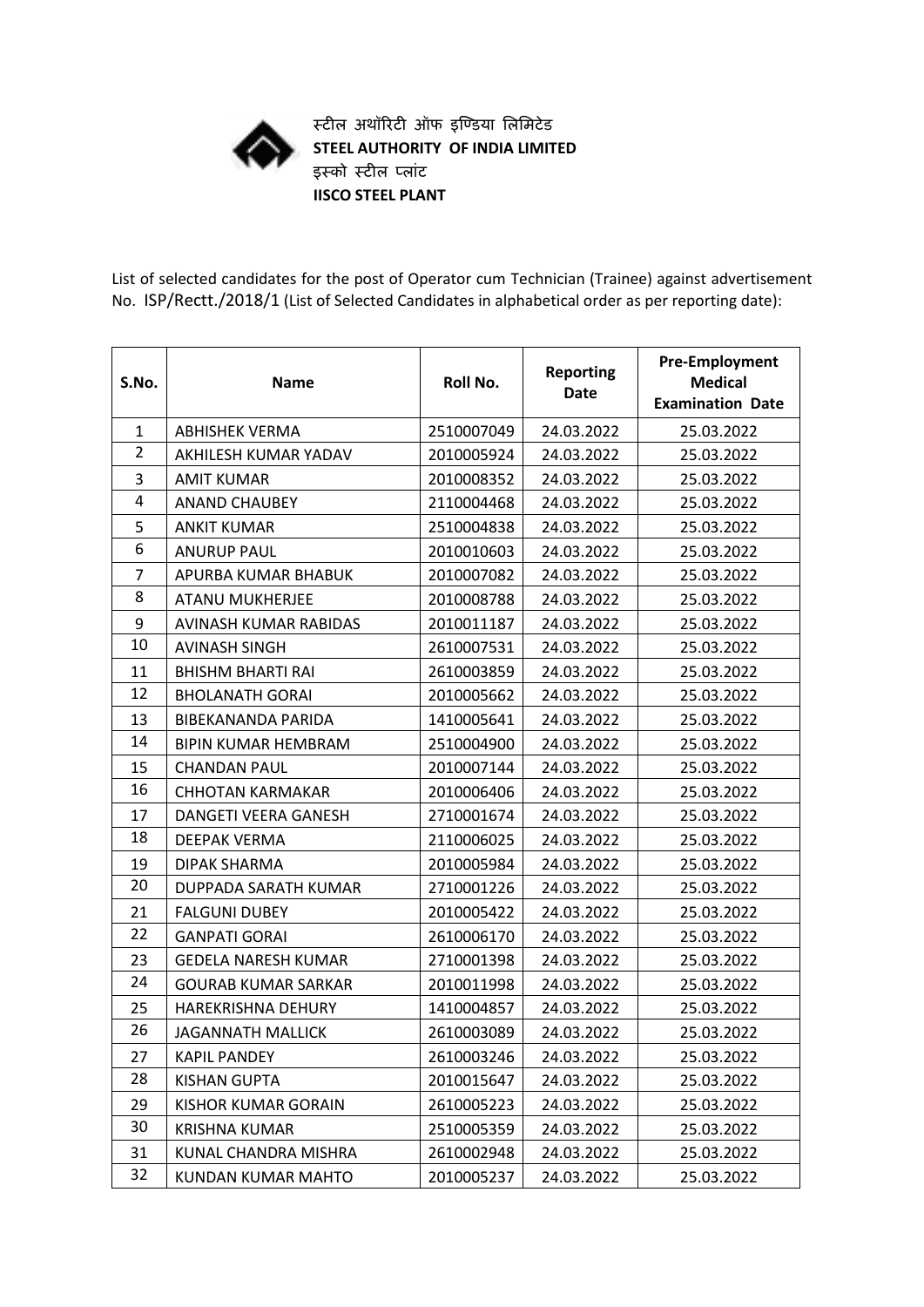स्टील अथॉरिटी ऑफ इण्डिया लिमिटेड

**STEEL AUTHORITY OF INDIA LIMITED**

इस्को स्टील प्लांट

**IISCO STEEL PLANT**

List of selected candidates for the post of Operator cum Technician (Trainee) against advertisement No. ISP/Rectt./2018/1 (List of Selected Candidates in alphabetical order as per reporting date):

| S.No. | Name | Roll No. | Reporting Date | Pre-Employment Medical Examination Date |
|---|---|---|---|---|
| 1 | ABHISHEK VERMA | 2510007049 | 24.03.2022 | 25.03.2022 |
| 2 | AKHILESH KUMAR YADAV | 2010005924 | 24.03.2022 | 25.03.2022 |
| 3 | AMIT KUMAR | 2010008352 | 24.03.2022 | 25.03.2022 |
| 4 | ANAND CHAUBEY | 2110004468 | 24.03.2022 | 25.03.2022 |
| 5 | ANKIT KUMAR | 2510004838 | 24.03.2022 | 25.03.2022 |
| 6 | ANURUP PAUL | 2010010603 | 24.03.2022 | 25.03.2022 |
| 7 | APURBA KUMAR BHABUK | 2010007082 | 24.03.2022 | 25.03.2022 |
| 8 | ATANU MUKHERJEE | 2010008788 | 24.03.2022 | 25.03.2022 |
| 9 | AVINASH KUMAR RABIDAS | 2010011187 | 24.03.2022 | 25.03.2022 |
| 10 | AVINASH SINGH | 2610007531 | 24.03.2022 | 25.03.2022 |
| 11 | BHISHM BHARTI RAI | 2610003859 | 24.03.2022 | 25.03.2022 |
| 12 | BHOLANATH GORAI | 2010005662 | 24.03.2022 | 25.03.2022 |
| 13 | BIBEKANANDA PARIDA | 1410005641 | 24.03.2022 | 25.03.2022 |
| 14 | BIPIN KUMAR HEMBRAM | 2510004900 | 24.03.2022 | 25.03.2022 |
| 15 | CHANDAN PAUL | 2010007144 | 24.03.2022 | 25.03.2022 |
| 16 | CHHOTAN KARMAKAR | 2010006406 | 24.03.2022 | 25.03.2022 |
| 17 | DANGETI VEERA GANESH | 2710001674 | 24.03.2022 | 25.03.2022 |
| 18 | DEEPAK VERMA | 2110006025 | 24.03.2022 | 25.03.2022 |
| 19 | DIPAK SHARMA | 2010005984 | 24.03.2022 | 25.03.2022 |
| 20 | DUPPADA SARATH KUMAR | 2710001226 | 24.03.2022 | 25.03.2022 |
| 21 | FALGUNI DUBEY | 2010005422 | 24.03.2022 | 25.03.2022 |
| 22 | GANPATI GORAI | 2610006170 | 24.03.2022 | 25.03.2022 |
| 23 | GEDELA NARESH KUMAR | 2710001398 | 24.03.2022 | 25.03.2022 |
| 24 | GOURAB KUMAR SARKAR | 2010011998 | 24.03.2022 | 25.03.2022 |
| 25 | HAREKRISHNA DEHURY | 1410004857 | 24.03.2022 | 25.03.2022 |
| 26 | JAGANNATH MALLICK | 2610003089 | 24.03.2022 | 25.03.2022 |
| 27 | KAPIL PANDEY | 2610003246 | 24.03.2022 | 25.03.2022 |
| 28 | KISHAN GUPTA | 2010015647 | 24.03.2022 | 25.03.2022 |
| 29 | KISHOR KUMAR GORAIN | 2610005223 | 24.03.2022 | 25.03.2022 |
| 30 | KRISHNA KUMAR | 2510005359 | 24.03.2022 | 25.03.2022 |
| 31 | KUNAL CHANDRA MISHRA | 2610002948 | 24.03.2022 | 25.03.2022 |
| 32 | KUNDAN KUMAR MAHTO | 2010005237 | 24.03.2022 | 25.03.2022 |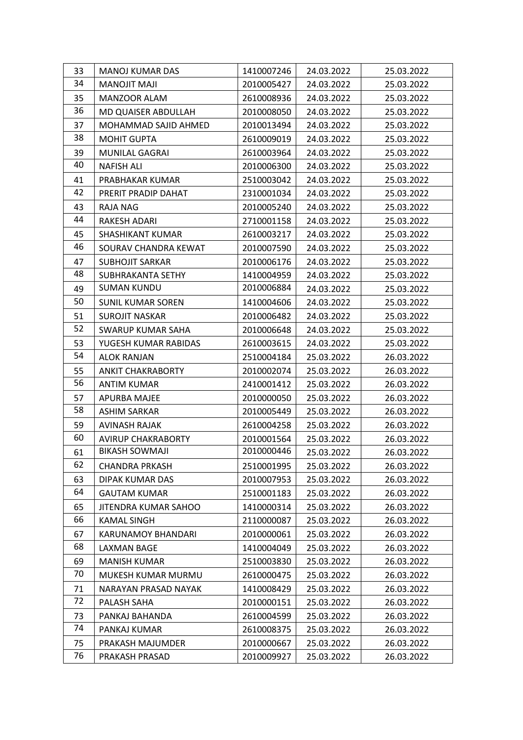| | | | | |
|---|---|---|---|---|
| 33 | MANOJ KUMAR DAS | 1410007246 | 24.03.2022 | 25.03.2022 |
| 34 | MANOJIT MAJI | 2010005427 | 24.03.2022 | 25.03.2022 |
| 35 | MANZOOR ALAM | 2610008936 | 24.03.2022 | 25.03.2022 |
| 36 | MD QUAISER ABDULLAH | 2010008050 | 24.03.2022 | 25.03.2022 |
| 37 | MOHAMMAD SAJID AHMED | 2010013494 | 24.03.2022 | 25.03.2022 |
| 38 | MOHIT GUPTA | 2610009019 | 24.03.2022 | 25.03.2022 |
| 39 | MUNILAL GAGRAI | 2610003964 | 24.03.2022 | 25.03.2022 |
| 40 | NAFISH ALI | 2010006300 | 24.03.2022 | 25.03.2022 |
| 41 | PRABHAKAR KUMAR | 2510003042 | 24.03.2022 | 25.03.2022 |
| 42 | PRERIT PRADIP DAHAT | 2310001034 | 24.03.2022 | 25.03.2022 |
| 43 | RAJA NAG | 2010005240 | 24.03.2022 | 25.03.2022 |
| 44 | RAKESH ADARI | 2710001158 | 24.03.2022 | 25.03.2022 |
| 45 | SHASHIKANT KUMAR | 2610003217 | 24.03.2022 | 25.03.2022 |
| 46 | SOURAV CHANDRA KEWAT | 2010007590 | 24.03.2022 | 25.03.2022 |
| 47 | SUBHOJIT SARKAR | 2010006176 | 24.03.2022 | 25.03.2022 |
| 48 | SUBHRAKANTA SETHY | 1410004959 | 24.03.2022 | 25.03.2022 |
| 49 | SUMAN KUNDU | 2010006884 | 24.03.2022 | 25.03.2022 |
| 50 | SUNIL KUMAR SOREN | 1410004606 | 24.03.2022 | 25.03.2022 |
| 51 | SUROJIT NASKAR | 2010006482 | 24.03.2022 | 25.03.2022 |
| 52 | SWARUP KUMAR SAHA | 2010006648 | 24.03.2022 | 25.03.2022 |
| 53 | YUGESH KUMAR RABIDAS | 2610003615 | 24.03.2022 | 25.03.2022 |
| 54 | ALOK RANJAN | 2510004184 | 25.03.2022 | 26.03.2022 |
| 55 | ANKIT CHAKRABORTY | 2010002074 | 25.03.2022 | 26.03.2022 |
| 56 | ANTIM KUMAR | 2410001412 | 25.03.2022 | 26.03.2022 |
| 57 | APURBA MAJEE | 2010000050 | 25.03.2022 | 26.03.2022 |
| 58 | ASHIM SARKAR | 2010005449 | 25.03.2022 | 26.03.2022 |
| 59 | AVINASH RAJAK | 2610004258 | 25.03.2022 | 26.03.2022 |
| 60 | AVIRUP CHAKRABORTY | 2010001564 | 25.03.2022 | 26.03.2022 |
| 61 | BIKASH SOWMAJI | 2010000446 | 25.03.2022 | 26.03.2022 |
| 62 | CHANDRA PRKASH | 2510001995 | 25.03.2022 | 26.03.2022 |
| 63 | DIPAK KUMAR DAS | 2010007953 | 25.03.2022 | 26.03.2022 |
| 64 | GAUTAM KUMAR | 2510001183 | 25.03.2022 | 26.03.2022 |
| 65 | JITENDRA KUMAR SAHOO | 1410000314 | 25.03.2022 | 26.03.2022 |
| 66 | KAMAL SINGH | 2110000087 | 25.03.2022 | 26.03.2022 |
| 67 | KARUNAMOY BHANDARI | 2010000061 | 25.03.2022 | 26.03.2022 |
| 68 | LAXMAN BAGE | 1410004049 | 25.03.2022 | 26.03.2022 |
| 69 | MANISH KUMAR | 2510003830 | 25.03.2022 | 26.03.2022 |
| 70 | MUKESH KUMAR MURMU | 2610000475 | 25.03.2022 | 26.03.2022 |
| 71 | NARAYAN PRASAD NAYAK | 1410008429 | 25.03.2022 | 26.03.2022 |
| 72 | PALASH SAHA | 2010000151 | 25.03.2022 | 26.03.2022 |
| 73 | PANKAJ BAHANDA | 2610004599 | 25.03.2022 | 26.03.2022 |
| 74 | PANKAJ KUMAR | 2610008375 | 25.03.2022 | 26.03.2022 |
| 75 | PRAKASH MAJUMDER | 2010000667 | 25.03.2022 | 26.03.2022 |
| 76 | PRAKASH PRASAD | 2010009927 | 25.03.2022 | 26.03.2022 |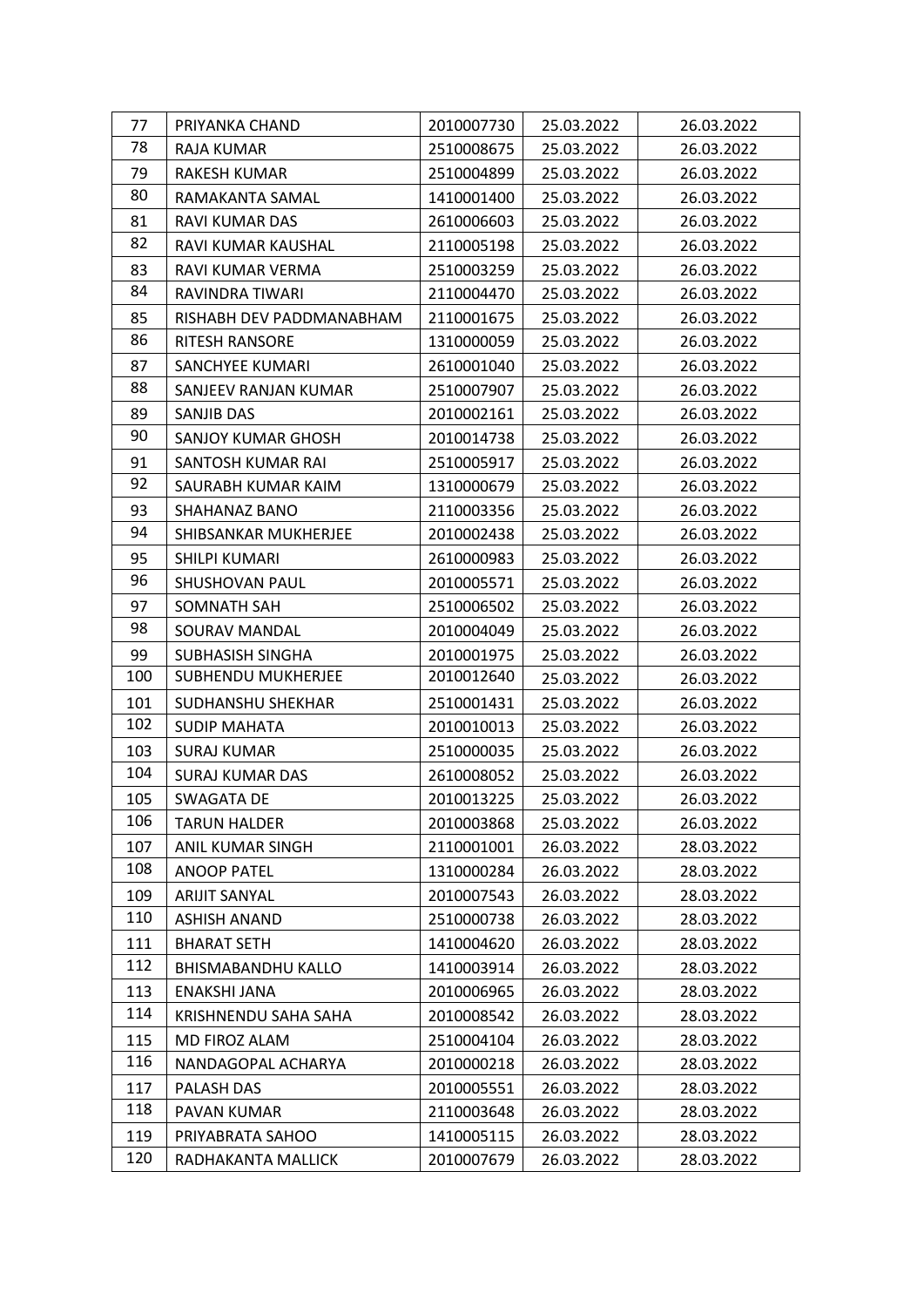| 77 | PRIYANKA CHAND | 2010007730 | 25.03.2022 | 26.03.2022 |
|---|---|---|---|---|
| 78 | RAJA KUMAR | 2510008675 | 25.03.2022 | 26.03.2022 |
| 79 | RAKESH KUMAR | 2510004899 | 25.03.2022 | 26.03.2022 |
| 80 | RAMAKANTA SAMAL | 1410001400 | 25.03.2022 | 26.03.2022 |
| 81 | RAVI KUMAR DAS | 2610006603 | 25.03.2022 | 26.03.2022 |
| 82 | RAVI KUMAR KAUSHAL | 2110005198 | 25.03.2022 | 26.03.2022 |
| 83 | RAVI KUMAR VERMA | 2510003259 | 25.03.2022 | 26.03.2022 |
| 84 | RAVINDRA TIWARI | 2110004470 | 25.03.2022 | 26.03.2022 |
| 85 | RISHABH DEV PADDMANABHAM | 2110001675 | 25.03.2022 | 26.03.2022 |
| 86 | RITESH RANSORE | 1310000059 | 25.03.2022 | 26.03.2022 |
| 87 | SANCHYEE KUMARI | 2610001040 | 25.03.2022 | 26.03.2022 |
| 88 | SANJEEV RANJAN KUMAR | 2510007907 | 25.03.2022 | 26.03.2022 |
| 89 | SANJIB DAS | 2010002161 | 25.03.2022 | 26.03.2022 |
| 90 | SANJOY KUMAR GHOSH | 2010014738 | 25.03.2022 | 26.03.2022 |
| 91 | SANTOSH KUMAR RAI | 2510005917 | 25.03.2022 | 26.03.2022 |
| 92 | SAURABH KUMAR KAIM | 1310000679 | 25.03.2022 | 26.03.2022 |
| 93 | SHAHANAZ BANO | 2110003356 | 25.03.2022 | 26.03.2022 |
| 94 | SHIBSANKAR MUKHERJEE | 2010002438 | 25.03.2022 | 26.03.2022 |
| 95 | SHILPI KUMARI | 2610000983 | 25.03.2022 | 26.03.2022 |
| 96 | SHUSHOVAN PAUL | 2010005571 | 25.03.2022 | 26.03.2022 |
| 97 | SOMNATH SAH | 2510006502 | 25.03.2022 | 26.03.2022 |
| 98 | SOURAV MANDAL | 2010004049 | 25.03.2022 | 26.03.2022 |
| 99 | SUBHASISH SINGHA | 2010001975 | 25.03.2022 | 26.03.2022 |
| 100 | SUBHENDU MUKHERJEE | 2010012640 | 25.03.2022 | 26.03.2022 |
| 101 | SUDHANSHU SHEKHAR | 2510001431 | 25.03.2022 | 26.03.2022 |
| 102 | SUDIP MAHATA | 2010010013 | 25.03.2022 | 26.03.2022 |
| 103 | SURAJ KUMAR | 2510000035 | 25.03.2022 | 26.03.2022 |
| 104 | SURAJ KUMAR DAS | 2610008052 | 25.03.2022 | 26.03.2022 |
| 105 | SWAGATA DE | 2010013225 | 25.03.2022 | 26.03.2022 |
| 106 | TARUN HALDER | 2010003868 | 25.03.2022 | 26.03.2022 |
| 107 | ANIL KUMAR SINGH | 2110001001 | 26.03.2022 | 28.03.2022 |
| 108 | ANOOP PATEL | 1310000284 | 26.03.2022 | 28.03.2022 |
| 109 | ARIJIT SANYAL | 2010007543 | 26.03.2022 | 28.03.2022 |
| 110 | ASHISH ANAND | 2510000738 | 26.03.2022 | 28.03.2022 |
| 111 | BHARAT SETH | 1410004620 | 26.03.2022 | 28.03.2022 |
| 112 | BHISMABANDHU KALLO | 1410003914 | 26.03.2022 | 28.03.2022 |
| 113 | ENAKSHI JANA | 2010006965 | 26.03.2022 | 28.03.2022 |
| 114 | KRISHNENDU SAHA SAHA | 2010008542 | 26.03.2022 | 28.03.2022 |
| 115 | MD FIROZ ALAM | 2510004104 | 26.03.2022 | 28.03.2022 |
| 116 | NANDAGOPAL ACHARYA | 2010000218 | 26.03.2022 | 28.03.2022 |
| 117 | PALASH DAS | 2010005551 | 26.03.2022 | 28.03.2022 |
| 118 | PAVAN KUMAR | 2110003648 | 26.03.2022 | 28.03.2022 |
| 119 | PRIYABRATA SAHOO | 1410005115 | 26.03.2022 | 28.03.2022 |
| 120 | RADHAKANTA MALLICK | 2010007679 | 26.03.2022 | 28.03.2022 |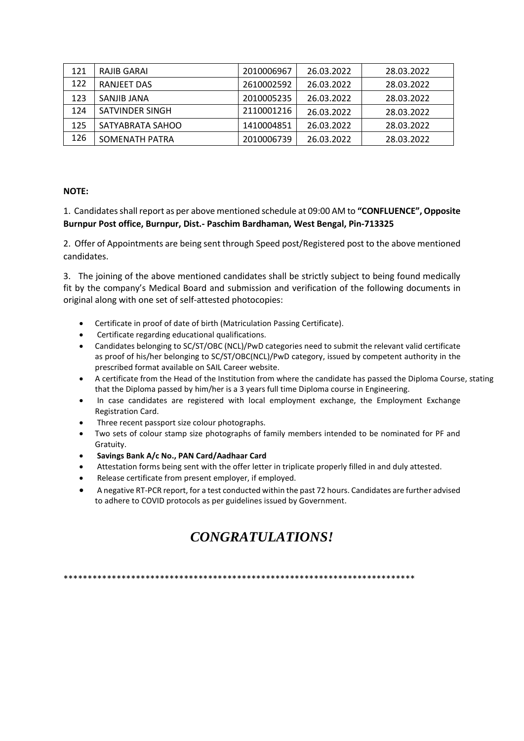| | | | | |
|---|---|---|---|---|
| 121 | RAJIB GARAI | 2010006967 | 26.03.2022 | 28.03.2022 |
| 122 | RANJEET DAS | 2610002592 | 26.03.2022 | 28.03.2022 |
| 123 | SANJIB JANA | 2010005235 | 26.03.2022 | 28.03.2022 |
| 124 | SATVINDER SINGH | 2110001216 | 26.03.2022 | 28.03.2022 |
| 125 | SATYABRATA SAHOO | 1410004851 | 26.03.2022 | 28.03.2022 |
| 126 | SOMENATH PATRA | 2010006739 | 26.03.2022 | 28.03.2022 |

**NOTE:**

1. Candidates shall report as per above mentioned schedule at 09:00 AM to **"CONFLUENCE", Opposite Burnpur Post office, Burnpur, Dist.- Paschim Bardhaman, West Bengal, Pin-713325**

2. Offer of Appointments are being sent through Speed post/Registered post to the above mentioned candidates.

3. The joining of the above mentioned candidates shall be strictly subject to being found medically fit by the company's Medical Board and submission and verification of the following documents in original along with one set of self-attested photocopies:

- Certificate in proof of date of birth (Matriculation Passing Certificate).
- Certificate regarding educational qualifications.
- Candidates belonging to SC/ST/OBC (NCL)/PwD categories need to submit the relevant valid certificate as proof of his/her belonging to SC/ST/OBC(NCL)/PwD category, issued by competent authority in the prescribed format available on SAIL Career website.
- A certificate from the Head of the Institution from where the candidate has passed the Diploma Course, stating that the Diploma passed by him/her is a 3 years full time Diploma course in Engineering.
- In case candidates are registered with local employment exchange, the Employment Exchange Registration Card.
- Three recent passport size colour photographs.
- Two sets of colour stamp size photographs of family members intended to be nominated for PF and Gratuity.
- **Savings Bank A/c No., PAN Card/Aadhaar Card**
- Attestation forms being sent with the offer letter in triplicate properly filled in and duly attested.
- Release certificate from present employer, if employed.
- A negative RT-PCR report, for a test conducted within the past 72 hours. Candidates are further advised to adhere to COVID protocols as per guidelines issued by Government.

# *CONGRATULATIONS!*

*************************************************************************